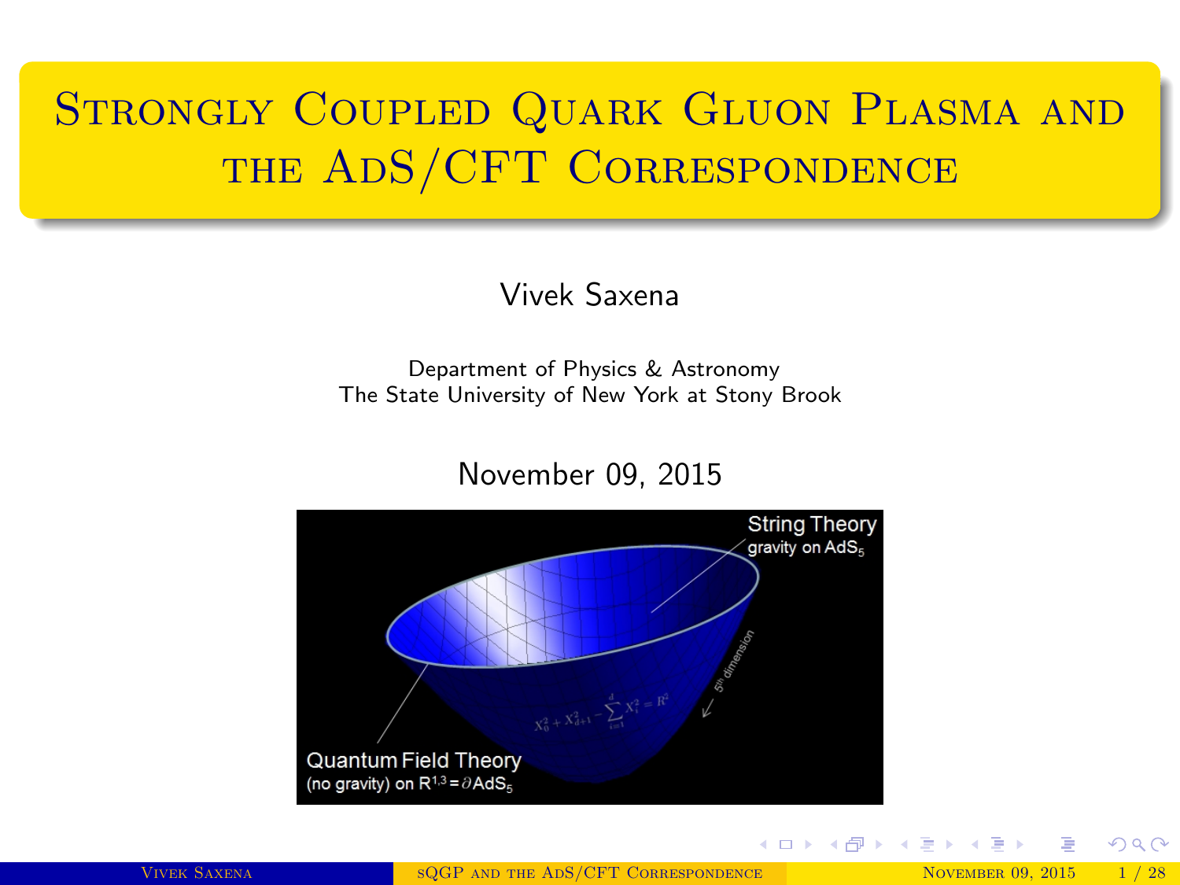# Strongly Coupled Quark Gluon Plasma and the AdS/CFT Correspondence

Vivek Saxena

Department of Physics & Astronomy
The State University of New York at Stony Brook

November 09, 2015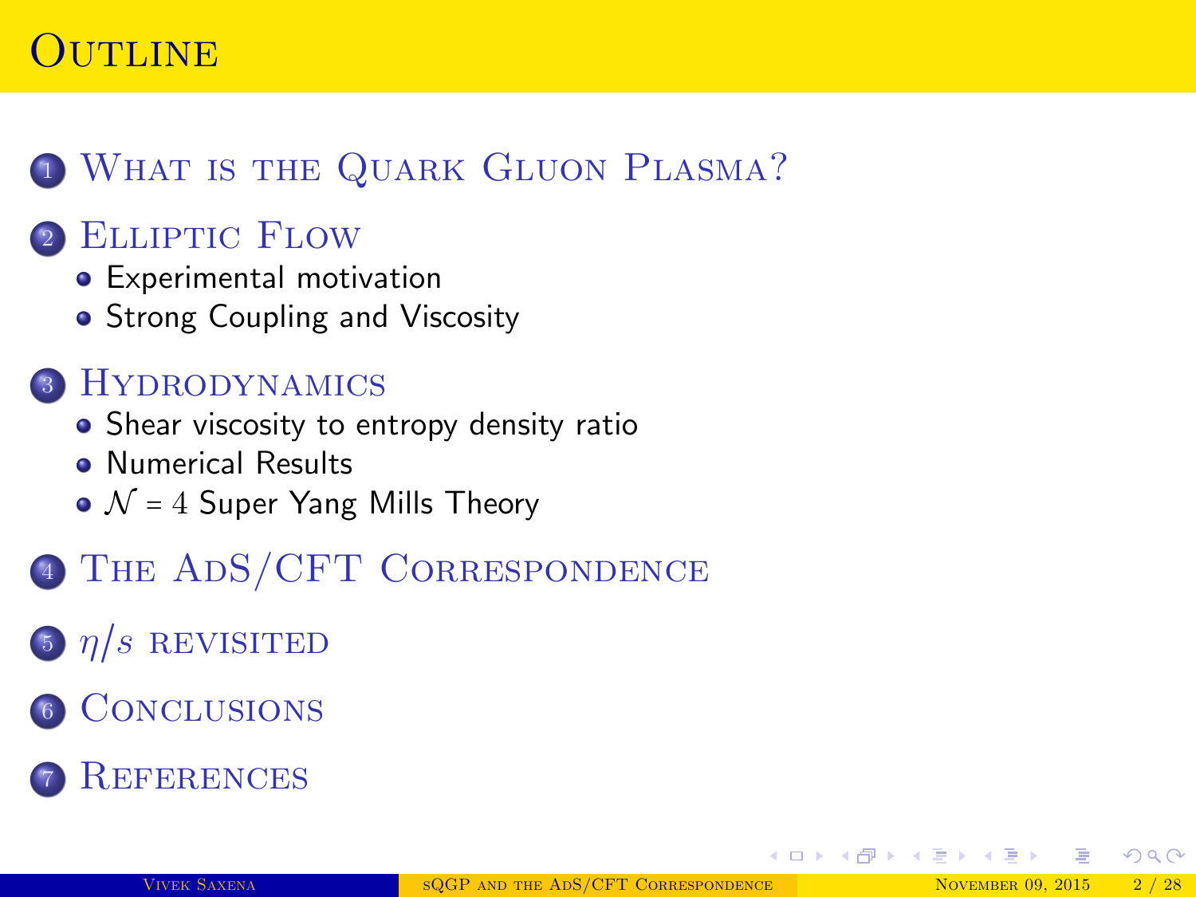# Outline

1. What is the Quark Gluon Plasma?
2. Elliptic Flow
   - Experimental motivation
   - Strong Coupling and Viscosity
3. Hydrodynamics
   - Shear viscosity to entropy density ratio
   - Numerical Results
   - $\mathcal{N} = 4$ Super Yang Mills Theory
4. The AdS/CFT Correspondence
5. $\eta/s$ revisited
6. Conclusions
7. References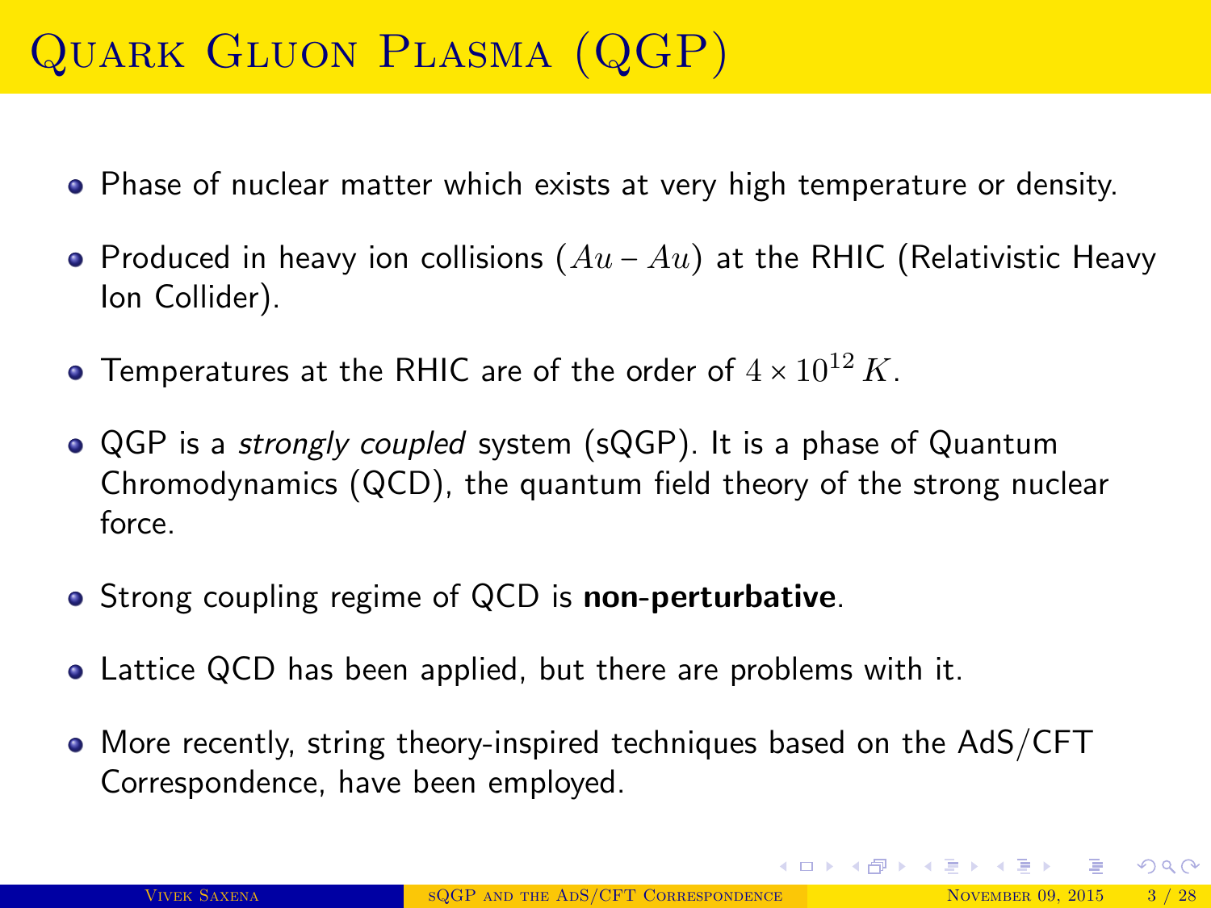# Quark Gluon Plasma (QGP)

- Phase of nuclear matter which exists at very high temperature or density.
- Produced in heavy ion collisions ($Au - Au$) at the RHIC (Relativistic Heavy Ion Collider).
- Temperatures at the RHIC are of the order of $4 \times 10^{12}\,K$.
- QGP is a *strongly coupled* system (sQGP). It is a phase of Quantum Chromodynamics (QCD), the quantum field theory of the strong nuclear force.
- Strong coupling regime of QCD is **non-perturbative**.
- Lattice QCD has been applied, but there are problems with it.
- More recently, string theory-inspired techniques based on the AdS/CFT Correspondence, have been employed.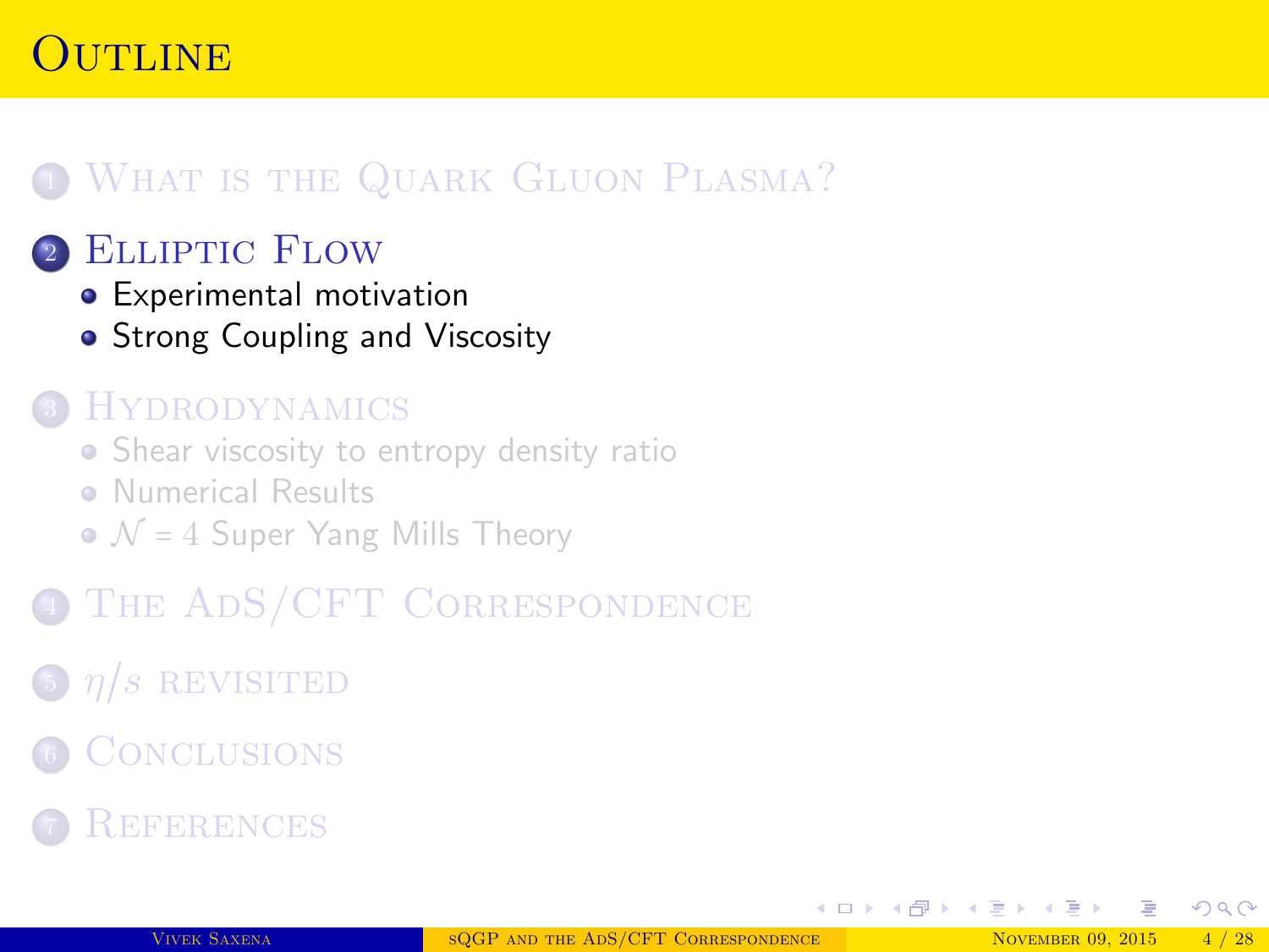# Outline

1. What is the Quark Gluon Plasma?
2. Elliptic Flow
   - Experimental motivation
   - Strong Coupling and Viscosity
3. Hydrodynamics
   - Shear viscosity to entropy density ratio
   - Numerical Results
   - $\mathcal{N} = 4$ Super Yang Mills Theory
4. The AdS/CFT Correspondence
5. $\eta/s$ revisited
6. Conclusions
7. References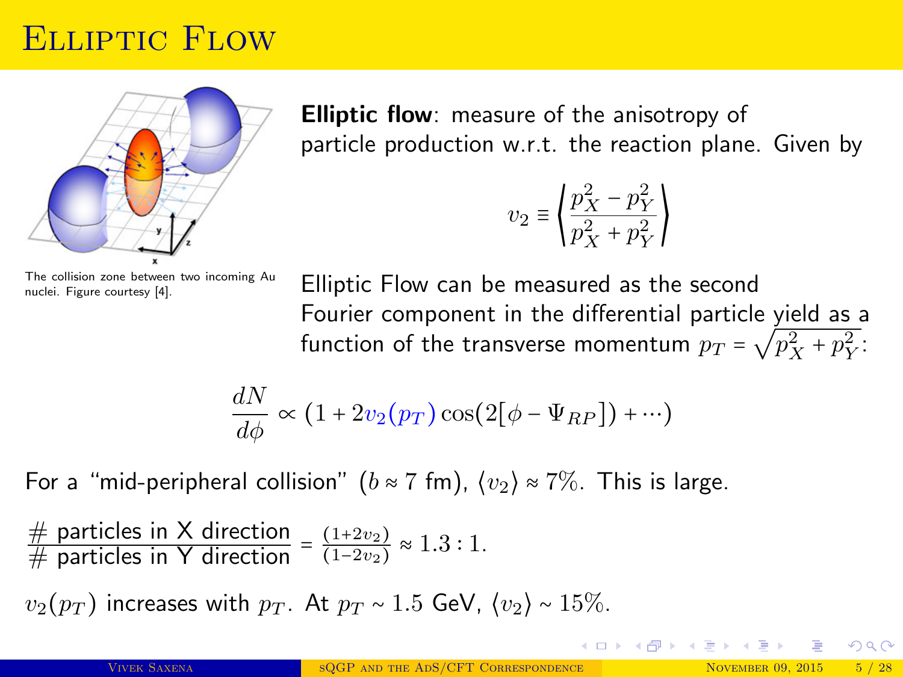# Elliptic Flow

The collision zone between two incoming Au nuclei. Figure courtesy [4].

**Elliptic flow**: measure of the anisotropy of particle production w.r.t. the reaction plane. Given by

$$v_2 \equiv \left\langle \frac{p_X^2 - p_Y^2}{p_X^2 + p_Y^2} \right\rangle$$

Elliptic Flow can be measured as the second Fourier component in the differential particle yield as a function of the transverse momentum $p_T = \sqrt{p_X^2 + p_Y^2}$:

$$\frac{dN}{d\phi} \propto (1 + 2v_2(p_T)\cos(2[\phi - \Psi_{RP}]) + \cdots)$$

For a "mid-peripheral collision" ($b \approx 7$ fm), $\langle v_2 \rangle \approx 7\%$. This is large.

$\frac{\#\text{ particles in X direction}}{\#\text{ particles in Y direction}} = \frac{(1+2v_2)}{(1-2v_2)} \approx 1.3 : 1.$

$v_2(p_T)$ increases with $p_T$. At $p_T \sim 1.5$ GeV, $\langle v_2 \rangle \sim 15\%$.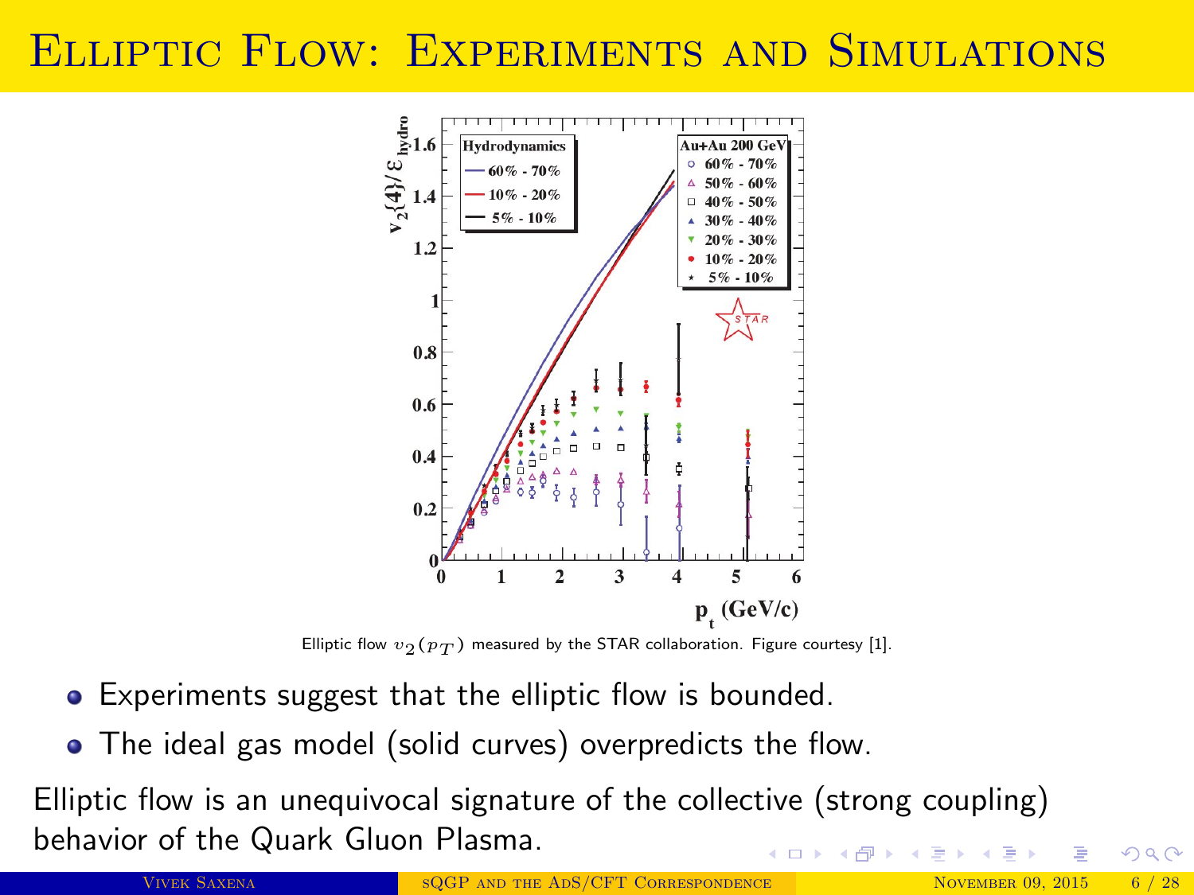# Elliptic Flow: Experiments and Simulations

Elliptic flow $v_2(p_T)$ measured by the STAR collaboration. Figure courtesy [1].

- Experiments suggest that the elliptic flow is bounded.
- The ideal gas model (solid curves) overpredicts the flow.

Elliptic flow is an unequivocal signature of the collective (strong coupling) behavior of the Quark Gluon Plasma.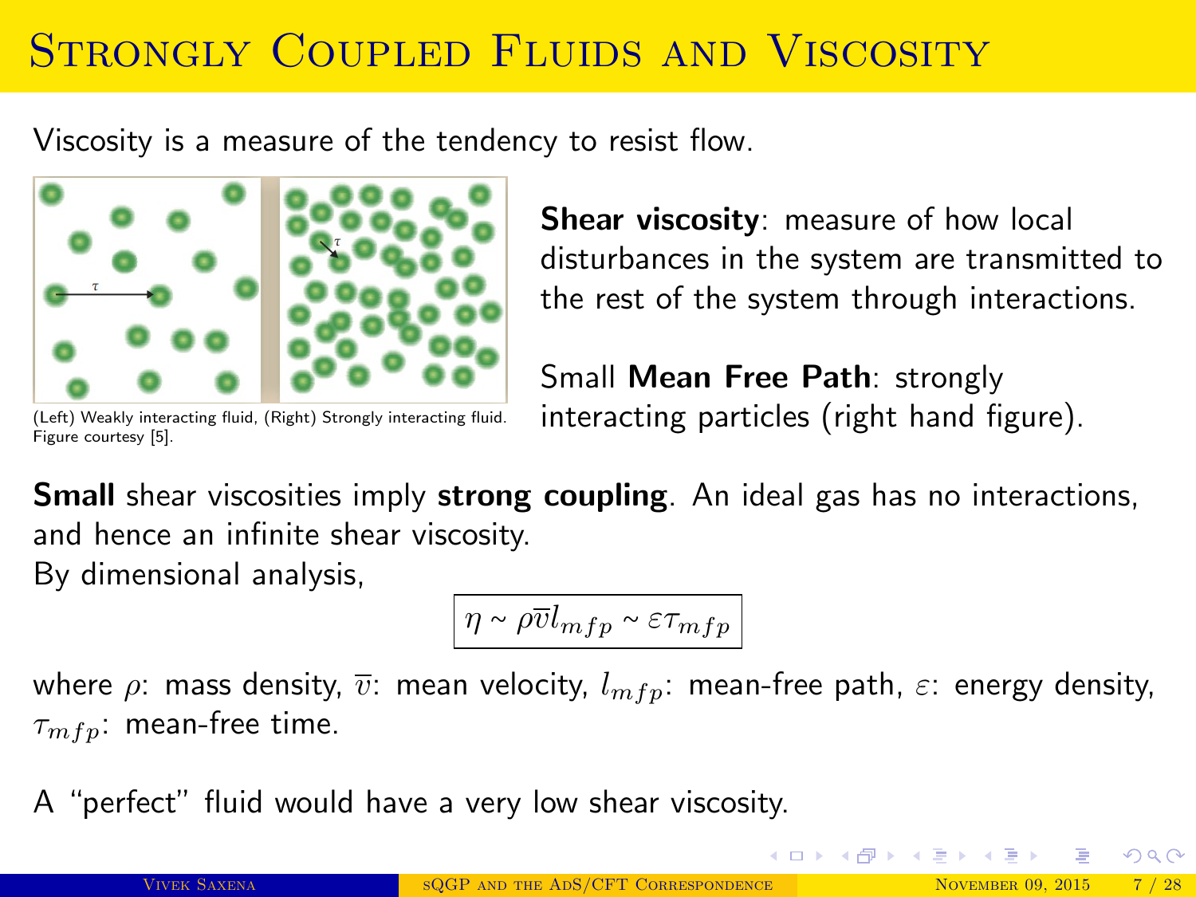# Strongly Coupled Fluids and Viscosity

Viscosity is a measure of the tendency to resist flow.

(Left) Weakly interacting fluid, (Right) Strongly interacting fluid. Figure courtesy [5].

**Shear viscosity**: measure of how local disturbances in the system are transmitted to the rest of the system through interactions.

Small **Mean Free Path**: strongly interacting particles (right hand figure).

**Small** shear viscosities imply **strong coupling**. An ideal gas has no interactions, and hence an infinite shear viscosity.
By dimensional analysis,

$$\boxed{\eta \sim \rho \bar{v} l_{mfp} \sim \varepsilon \tau_{mfp}}$$

where $\rho$: mass density, $\bar{v}$: mean velocity, $l_{mfp}$: mean-free path, $\varepsilon$: energy density, $\tau_{mfp}$: mean-free time.

A "perfect" fluid would have a very low shear viscosity.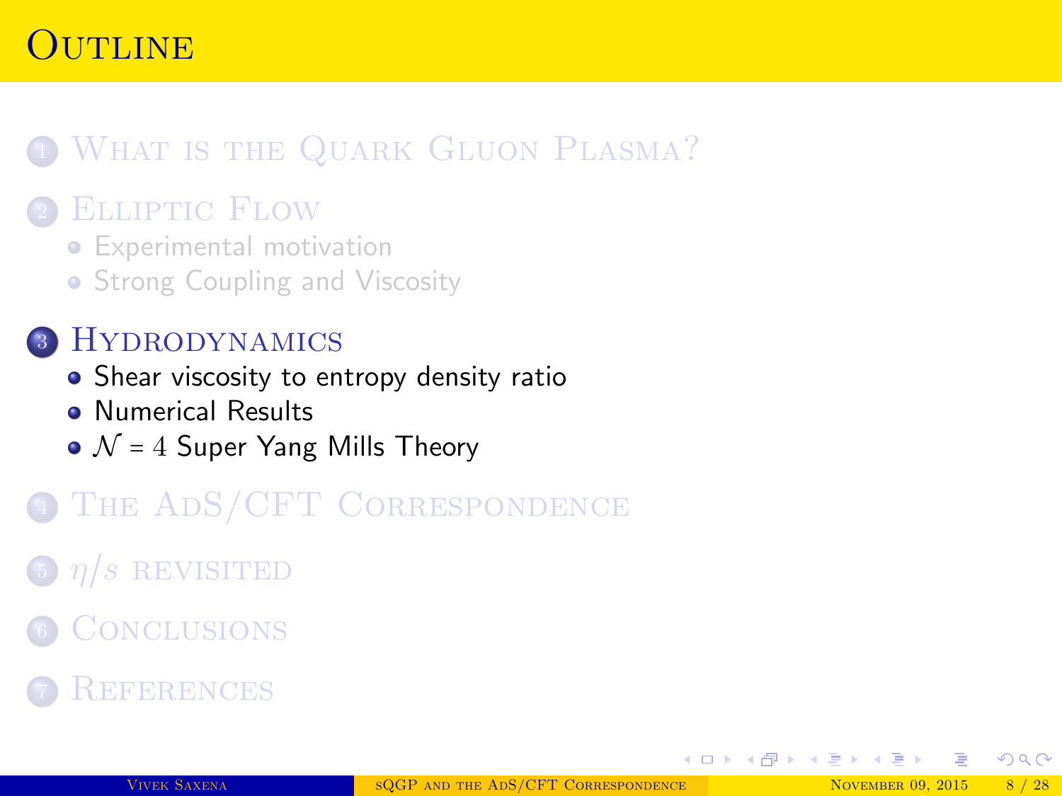# Outline

1. What is the Quark Gluon Plasma?
2. Elliptic Flow
   - Experimental motivation
   - Strong Coupling and Viscosity
3. Hydrodynamics
   - Shear viscosity to entropy density ratio
   - Numerical Results
   - $\mathcal{N} = 4$ Super Yang Mills Theory
4. The AdS/CFT Correspondence
5. $\eta/s$ revisited
6. Conclusions
7. References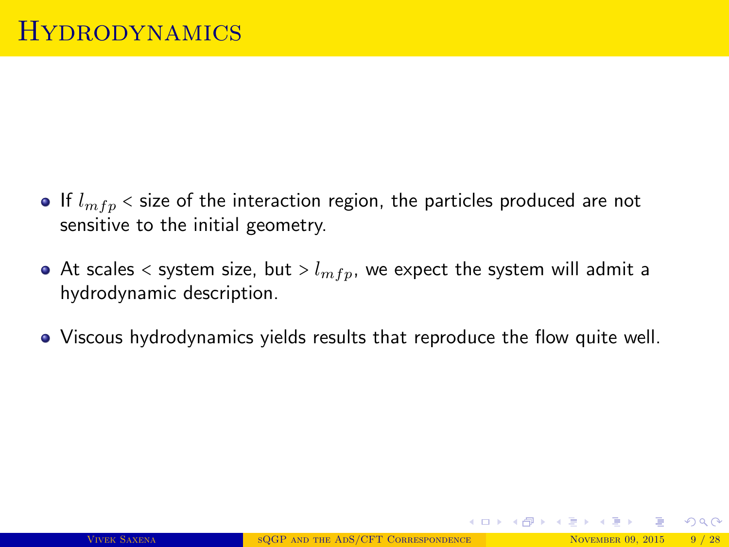# Hydrodynamics

- If $l_{mfp}$ < size of the interaction region, the particles produced are not sensitive to the initial geometry.
- At scales < system size, but > $l_{mfp}$, we expect the system will admit a hydrodynamic description.
- Viscous hydrodynamics yields results that reproduce the flow quite well.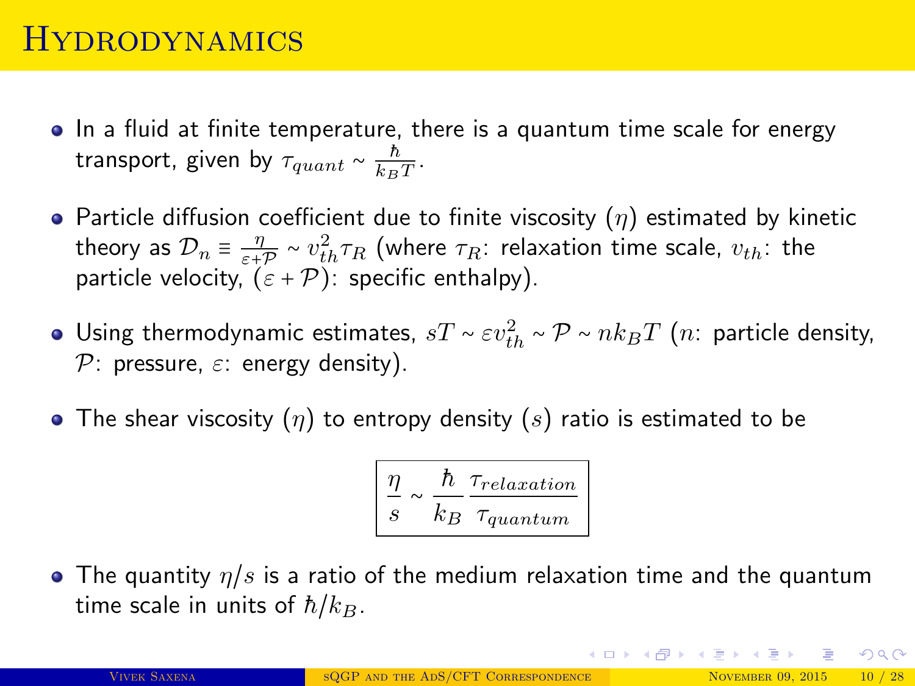# Hydrodynamics

- In a fluid at finite temperature, there is a quantum time scale for energy transport, given by $\tau_{quant} \sim \frac{\hbar}{k_B T}$.

- Particle diffusion coefficient due to finite viscosity ($\eta$) estimated by kinetic theory as $\mathcal{D}_n \equiv \frac{\eta}{\varepsilon + \mathcal{P}} \sim v_{th}^2 \tau_R$ (where $\tau_R$: relaxation time scale, $v_{th}$: the particle velocity, $(\varepsilon + \mathcal{P})$: specific enthalpy).

- Using thermodynamic estimates, $sT \sim \varepsilon v_{th}^2 \sim \mathcal{P} \sim n k_B T$ ($n$: particle density, $\mathcal{P}$: pressure, $\varepsilon$: energy density).

- The shear viscosity ($\eta$) to entropy density ($s$) ratio is estimated to be

$$\boxed{\frac{\eta}{s} \sim \frac{\hbar}{k_B} \frac{\tau_{relaxation}}{\tau_{quantum}}}$$

- The quantity $\eta/s$ is a ratio of the medium relaxation time and the quantum time scale in units of $\hbar/k_B$.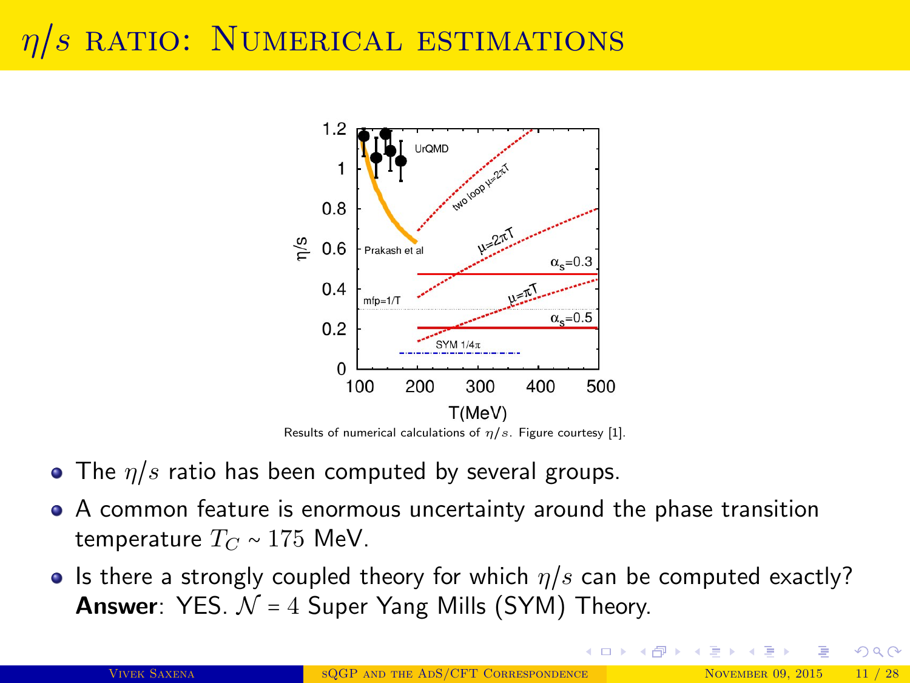# $\eta/s$ ratio: Numerical estimations

Results of numerical calculations of $\eta/s$. Figure courtesy [1].

- The $\eta/s$ ratio has been computed by several groups.
- A common feature is enormous uncertainty around the phase transition temperature $T_C \sim 175$ MeV.
- Is there a strongly coupled theory for which $\eta/s$ can be computed exactly? **Answer**: YES. $\mathcal{N} = 4$ Super Yang Mills (SYM) Theory.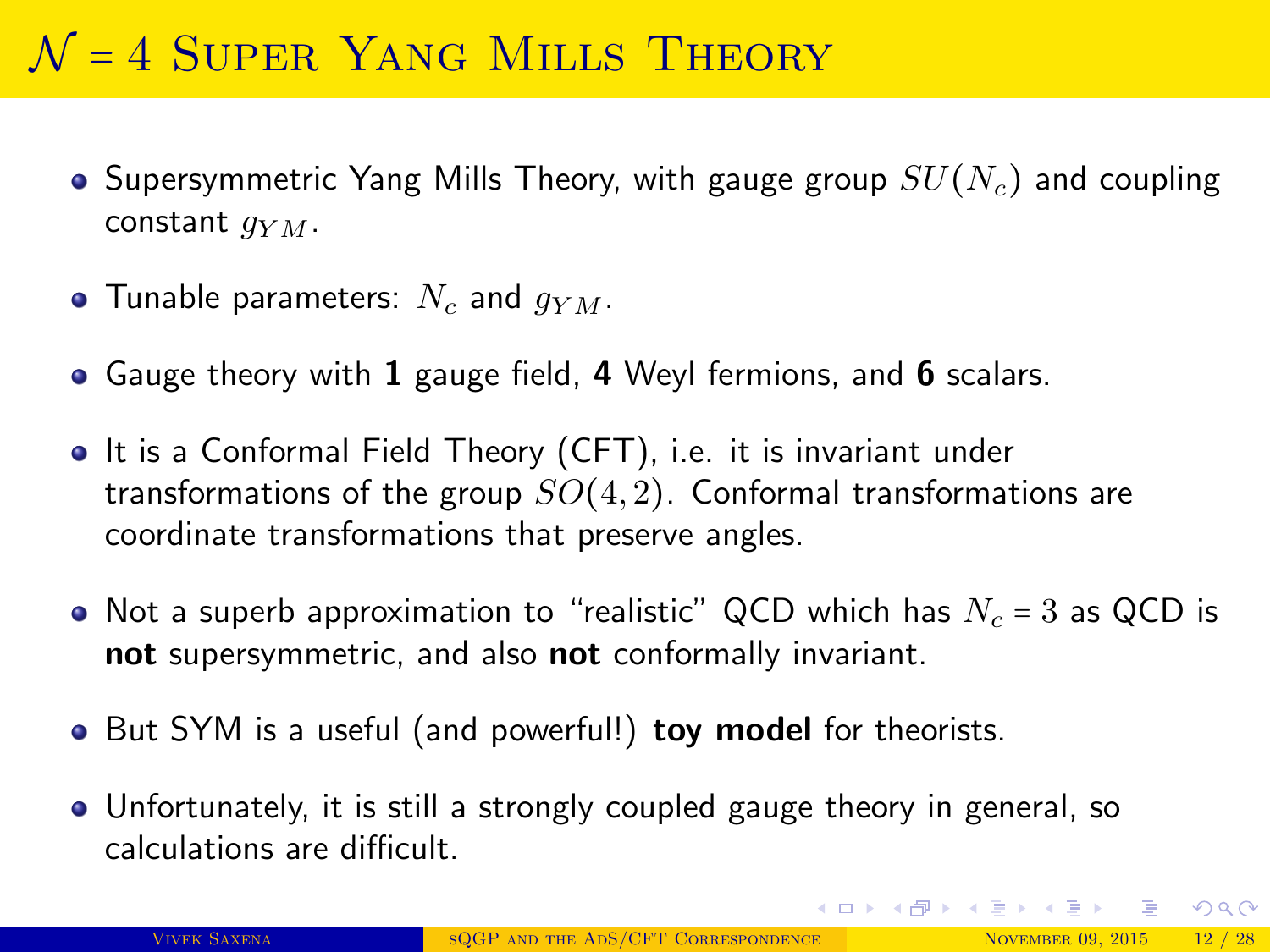# $\mathcal{N} = 4$ Super Yang Mills Theory

- Supersymmetric Yang Mills Theory, with gauge group $SU(N_c)$ and coupling constant $g_{YM}$.
- Tunable parameters: $N_c$ and $g_{YM}$.
- Gauge theory with **1** gauge field, **4** Weyl fermions, and **6** scalars.
- It is a Conformal Field Theory (CFT), i.e. it is invariant under transformations of the group $SO(4,2)$. Conformal transformations are coordinate transformations that preserve angles.
- Not a superb approximation to "realistic" QCD which has $N_c = 3$ as QCD is **not** supersymmetric, and also **not** conformally invariant.
- But SYM is a useful (and powerful!) **toy model** for theorists.
- Unfortunately, it is still a strongly coupled gauge theory in general, so calculations are difficult.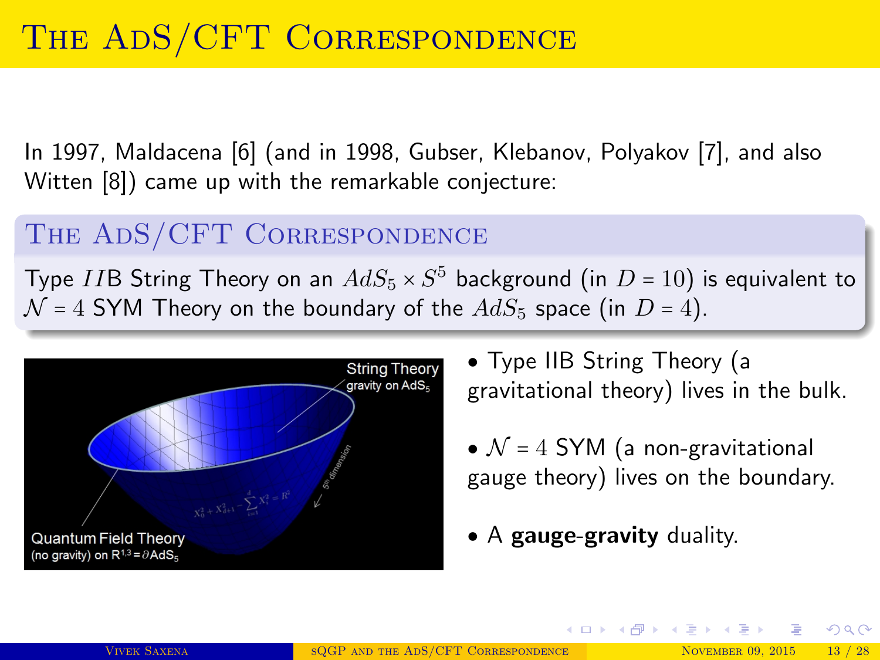# The AdS/CFT Correspondence

In 1997, Maldacena [6] (and in 1998, Gubser, Klebanov, Polyakov [7], and also Witten [8]) came up with the remarkable conjecture:

## The AdS/CFT Correspondence

Type $IIB$ String Theory on an $AdS_5 \times S^5$ background (in $D = 10$) is equivalent to $\mathcal{N} = 4$ SYM Theory on the boundary of the $AdS_5$ space (in $D = 4$).

String Theory
gravity on $AdS_5$

$X_0^2 + X_{d+1}^2 - \sum_{i=1}^{d} X_i^2 = R^2$

$5^{th}$ dimension

Quantum Field Theory
(no gravity) on $R^{1,3} = \partial AdS_5$

- Type IIB String Theory (a gravitational theory) lives in the bulk.
- $\mathcal{N} = 4$ SYM (a non-gravitational gauge theory) lives on the boundary.
- A **gauge**-**gravity** duality.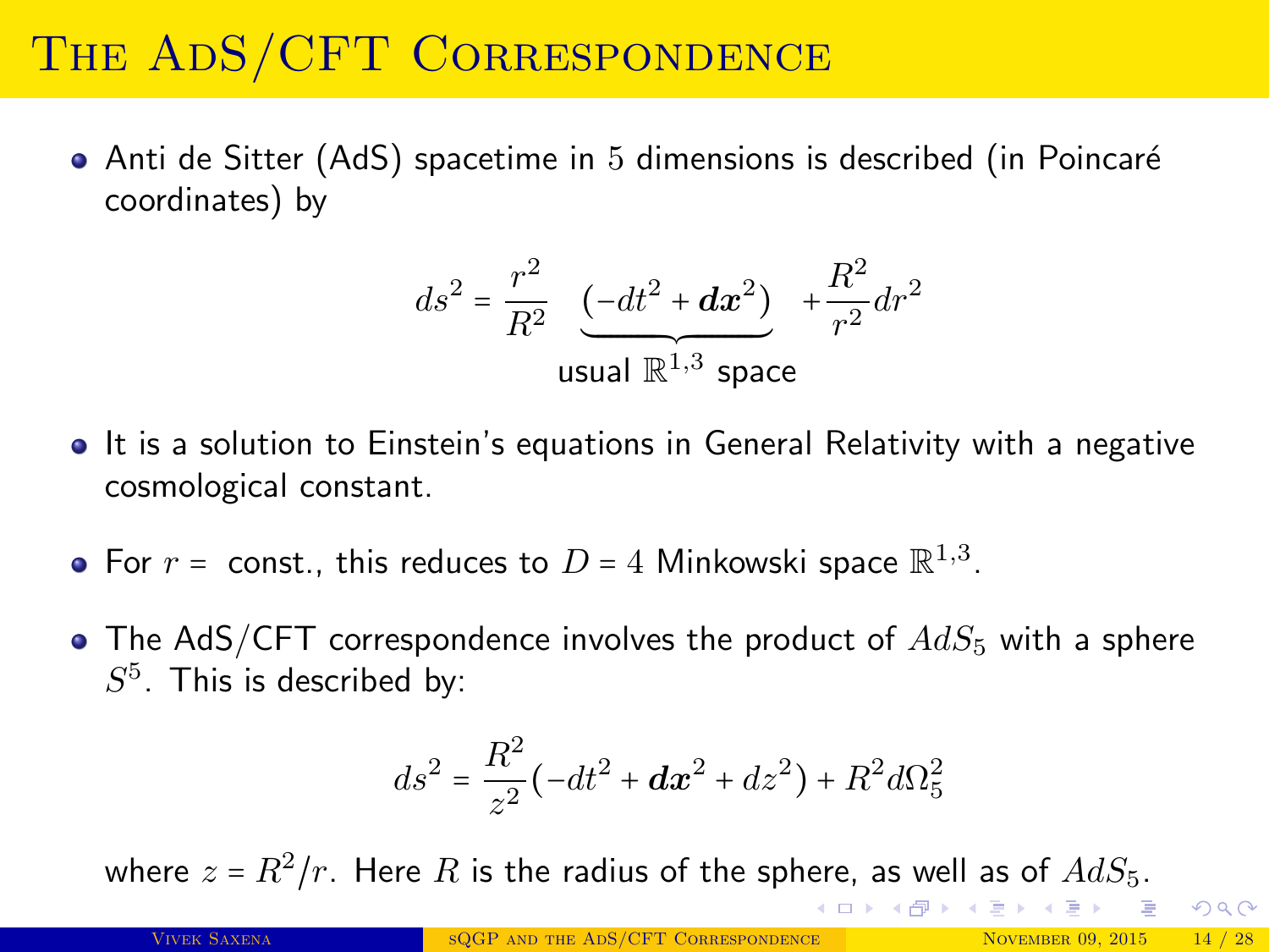# The AdS/CFT Correspondence

- Anti de Sitter (AdS) spacetime in 5 dimensions is described (in Poincaré coordinates) by

$$ds^2 = \frac{r^2}{R^2} \underbrace{\left(-dt^2 + d\boldsymbol{x}^2\right)}_{\text{usual } \mathbb{R}^{1,3} \text{ space}} + \frac{R^2}{r^2} dr^2$$

- It is a solution to Einstein's equations in General Relativity with a negative cosmological constant.
- For $r =$ const., this reduces to $D = 4$ Minkowski space $\mathbb{R}^{1,3}$.
- The AdS/CFT correspondence involves the product of $AdS_5$ with a sphere $S^5$. This is described by:

$$ds^2 = \frac{R^2}{z^2}\left(-dt^2 + d\boldsymbol{x}^2 + dz^2\right) + R^2 d\Omega_5^2$$

where $z = R^2/r$. Here $R$ is the radius of the sphere, as well as of $AdS_5$.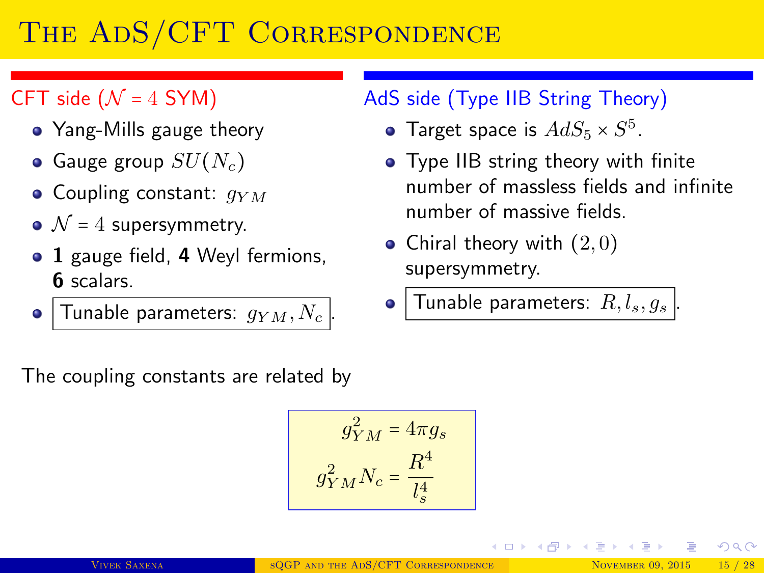# The AdS/CFT Correspondence

**CFT side ($\mathcal{N} = 4$ SYM)**

- Yang-Mills gauge theory
- Gauge group $SU(N_c)$
- Coupling constant: $g_{YM}$
- $\mathcal{N} = 4$ supersymmetry.
- **1** gauge field, **4** Weyl fermions, **6** scalars.
- Tunable parameters: $g_{YM}, N_c$.

**AdS side (Type IIB String Theory)**

- Target space is $AdS_5 \times S^5$.
- Type IIB string theory with finite number of massless fields and infinite number of massive fields.
- Chiral theory with $(2, 0)$ supersymmetry.
- Tunable parameters: $R, l_s, g_s$.

The coupling constants are related by

$$g_{YM}^2 = 4\pi g_s$$

$$g_{YM}^2 N_c = \frac{R^4}{l_s^4}$$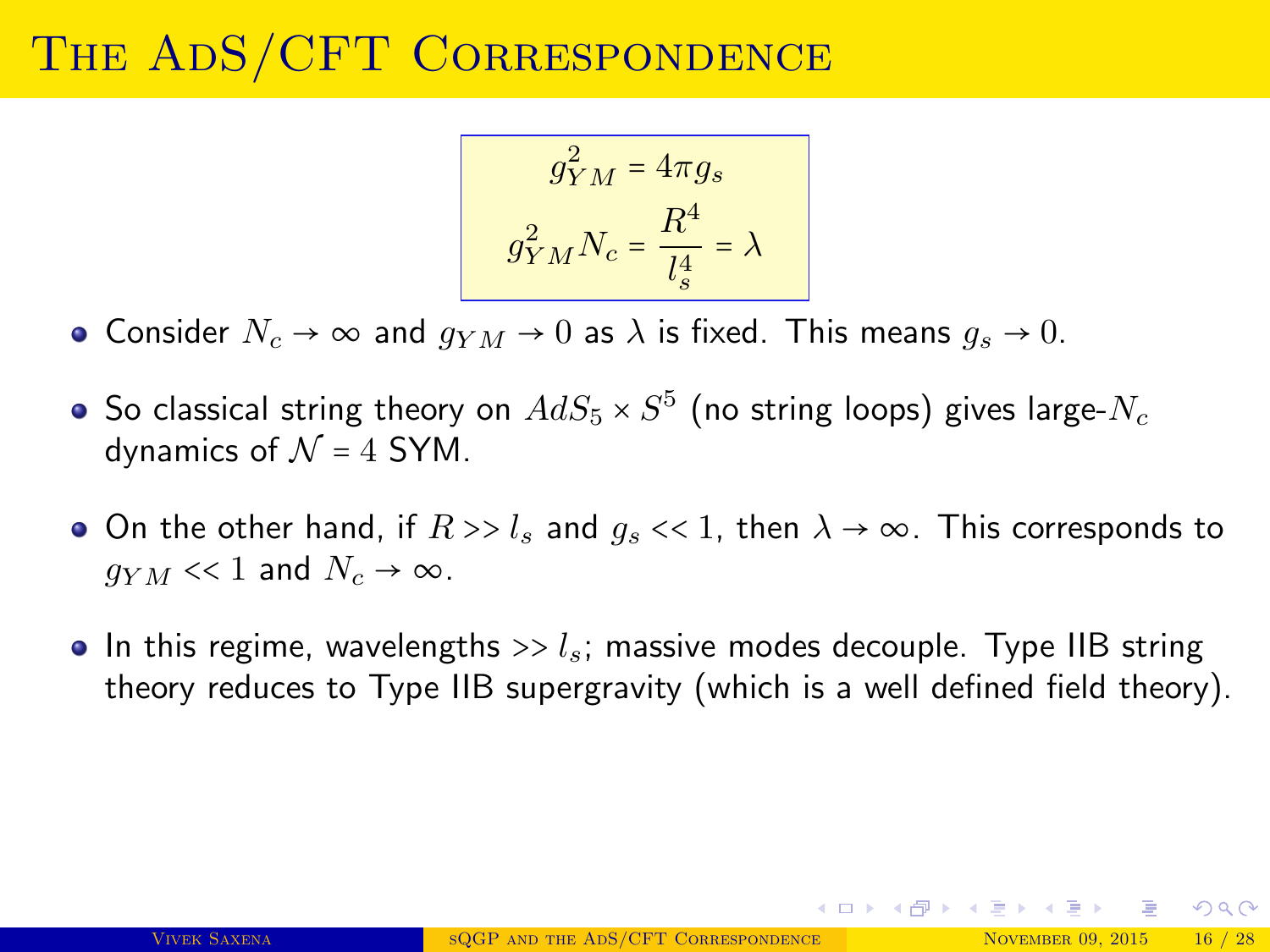# The AdS/CFT Correspondence

$$g_{YM}^2 = 4\pi g_s$$

$$g_{YM}^2 N_c = \frac{R^4}{l_s^4} = \lambda$$

- Consider $N_c \to \infty$ and $g_{YM} \to 0$ as $\lambda$ is fixed. This means $g_s \to 0$.
- So classical string theory on $AdS_5 \times S^5$ (no string loops) gives large-$N_c$ dynamics of $\mathcal{N} = 4$ SYM.
- On the other hand, if $R >> l_s$ and $g_s << 1$, then $\lambda \to \infty$. This corresponds to $g_{YM} << 1$ and $N_c \to \infty$.
- In this regime, wavelengths $>> l_s$; massive modes decouple. Type IIB string theory reduces to Type IIB supergravity (which is a well defined field theory).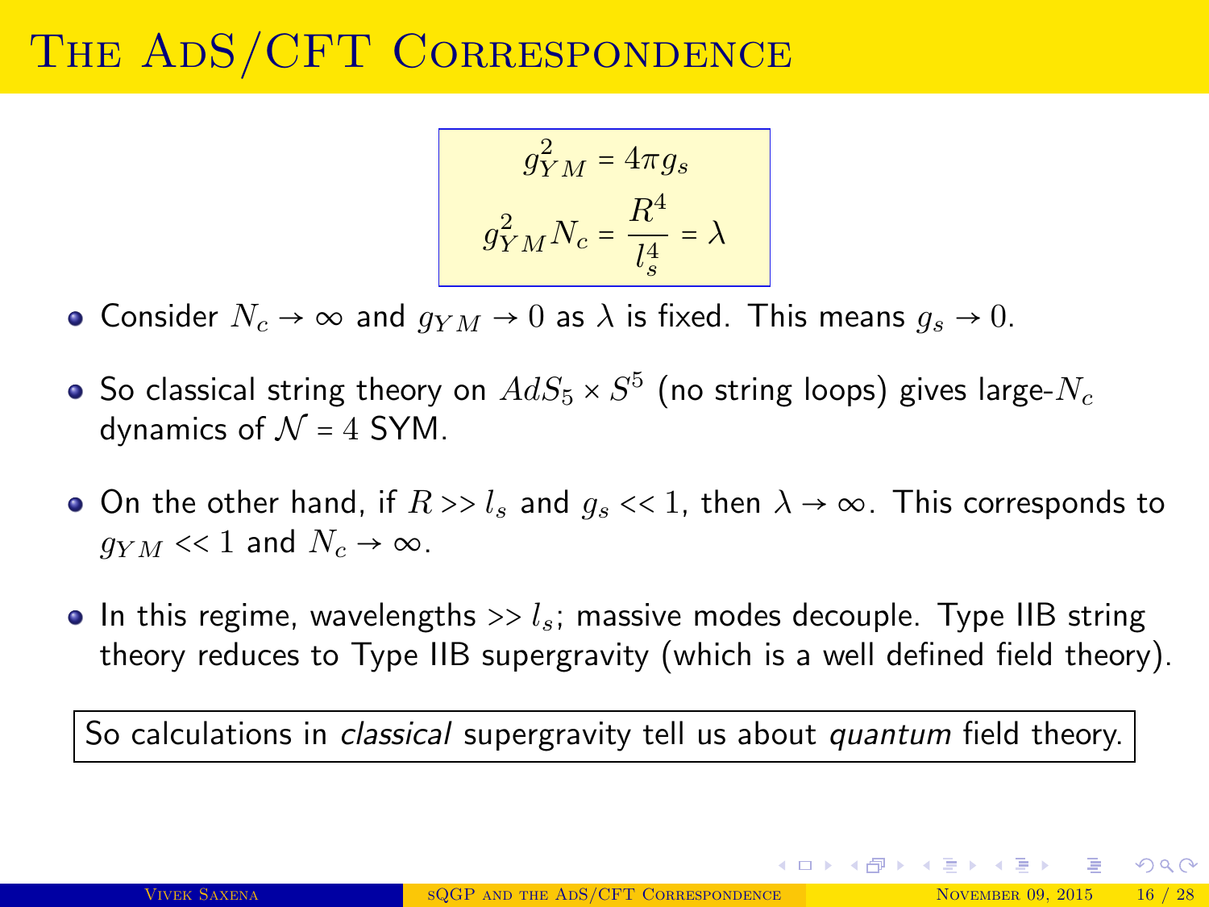# The AdS/CFT Correspondence

$$g_{YM}^2 = 4\pi g_s$$

$$g_{YM}^2 N_c = \frac{R^4}{l_s^4} = \lambda$$

- Consider $N_c \to \infty$ and $g_{YM} \to 0$ as $\lambda$ is fixed. This means $g_s \to 0$.
- So classical string theory on $AdS_5 \times S^5$ (no string loops) gives large-$N_c$ dynamics of $\mathcal{N} = 4$ SYM.
- On the other hand, if $R >> l_s$ and $g_s << 1$, then $\lambda \to \infty$. This corresponds to $g_{YM} << 1$ and $N_c \to \infty$.
- In this regime, wavelengths $>> l_s$; massive modes decouple. Type IIB string theory reduces to Type IIB supergravity (which is a well defined field theory).

So calculations in *classical* supergravity tell us about *quantum* field theory.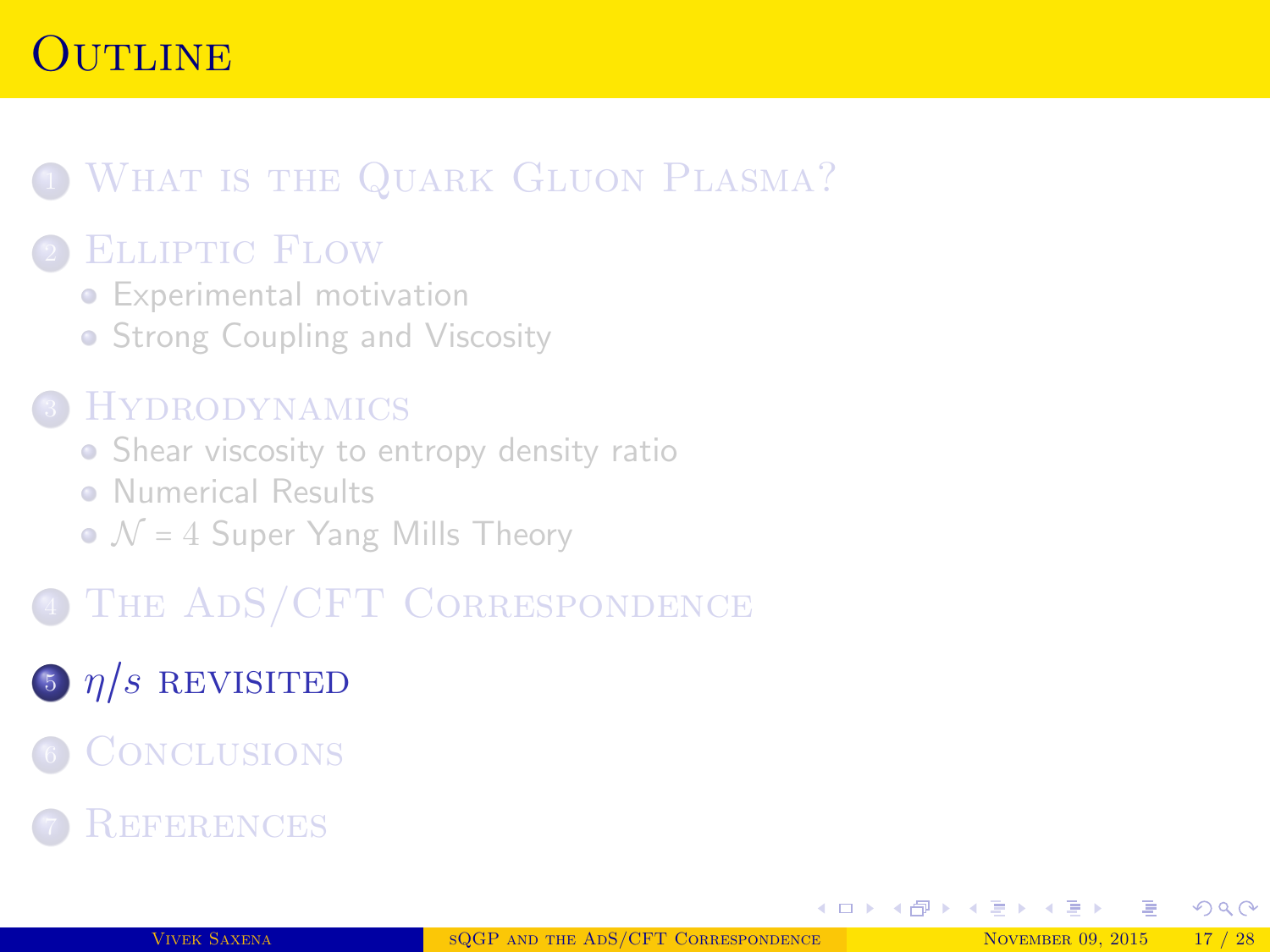# Outline

1. What is the Quark Gluon Plasma?
2. Elliptic Flow
   - Experimental motivation
   - Strong Coupling and Viscosity
3. Hydrodynamics
   - Shear viscosity to entropy density ratio
   - Numerical Results
   - $\mathcal{N} = 4$ Super Yang Mills Theory
4. The AdS/CFT Correspondence
5. $\eta/s$ revisited
6. Conclusions
7. References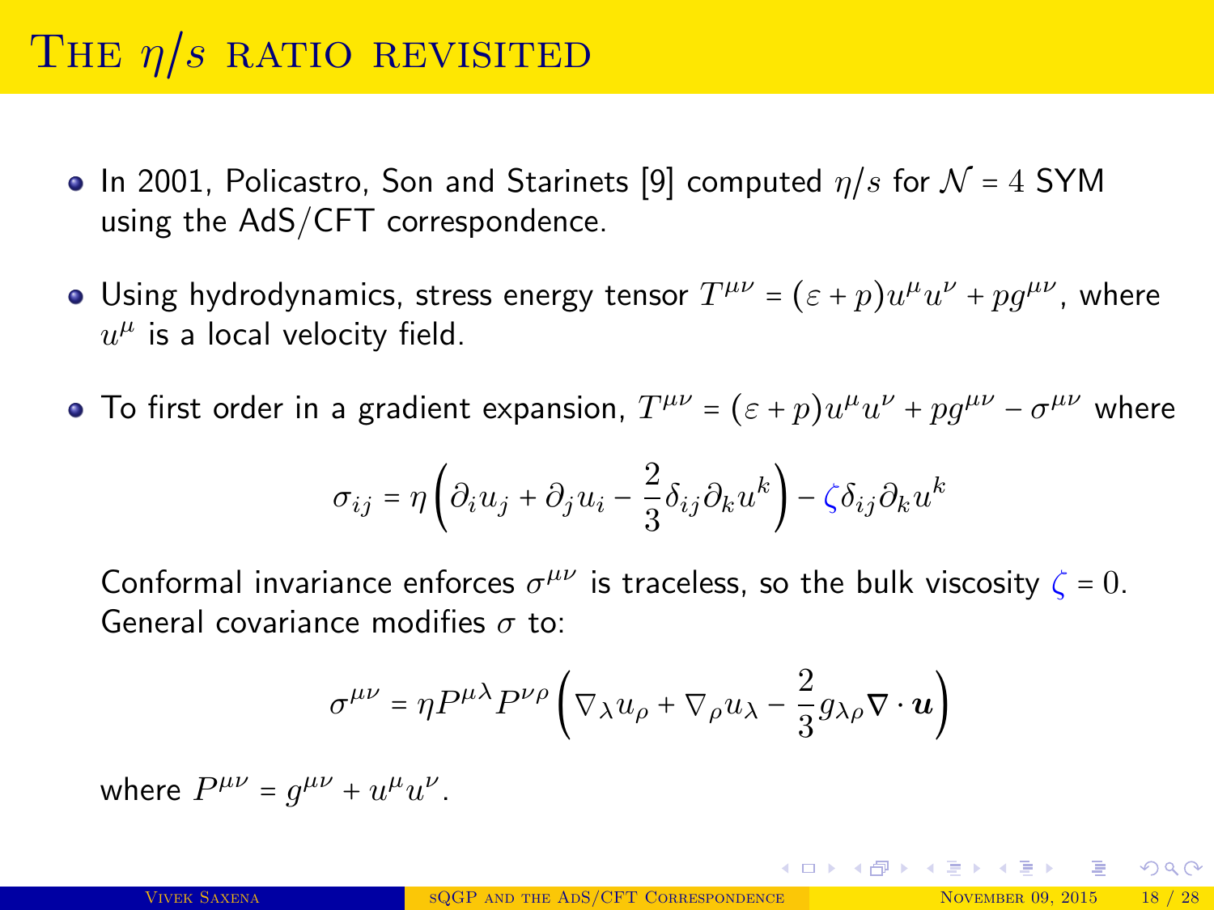# The $\eta/s$ ratio revisited

- In 2001, Policastro, Son and Starinets [9] computed $\eta/s$ for $\mathcal{N} = 4$ SYM using the AdS/CFT correspondence.

- Using hydrodynamics, stress energy tensor $T^{\mu\nu} = (\varepsilon + p)u^\mu u^\nu + pg^{\mu\nu}$, where $u^\mu$ is a local velocity field.

- To first order in a gradient expansion, $T^{\mu\nu} = (\varepsilon + p)u^\mu u^\nu + pg^{\mu\nu} - \sigma^{\mu\nu}$ where

$$\sigma_{ij} = \eta\left(\partial_i u_j + \partial_j u_i - \frac{2}{3}\delta_{ij}\partial_k u^k\right) - \zeta\delta_{ij}\partial_k u^k$$

  Conformal invariance enforces $\sigma^{\mu\nu}$ is traceless, so the bulk viscosity $\zeta = 0$. General covariance modifies $\sigma$ to:

$$\sigma^{\mu\nu} = \eta P^{\mu\lambda}P^{\nu\rho}\left(\nabla_\lambda u_\rho + \nabla_\rho u_\lambda - \frac{2}{3}g_{\lambda\rho}\nabla\cdot\boldsymbol{u}\right)$$

  where $P^{\mu\nu} = g^{\mu\nu} + u^\mu u^\nu$.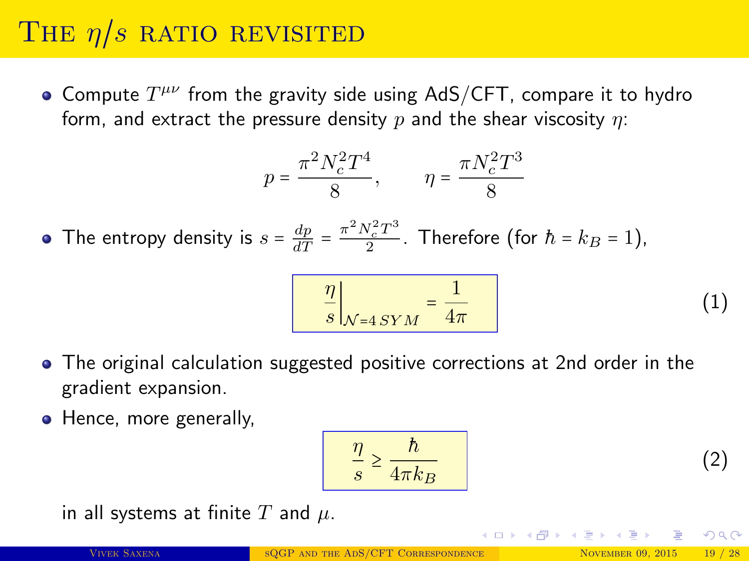# The $\eta/s$ ratio revisited

- Compute $T^{\mu\nu}$ from the gravity side using AdS/CFT, compare it to hydro form, and extract the pressure density $p$ and the shear viscosity $\eta$:

$$p = \frac{\pi^2 N_c^2 T^4}{8}, \qquad \eta = \frac{\pi N_c^2 T^3}{8}$$

- The entropy density is $s = \frac{dp}{dT} = \frac{\pi^2 N_c^2 T^3}{2}$. Therefore (for $\hbar = k_B = 1$),

$$\left.\frac{\eta}{s}\right|_{\mathcal{N}=4\,SYM} = \frac{1}{4\pi} \tag{1}$$

- The original calculation suggested positive corrections at 2nd order in the gradient expansion.
- Hence, more generally,

$$\frac{\eta}{s} \geq \frac{\hbar}{4\pi k_B} \tag{2}$$

in all systems at finite $T$ and $\mu$.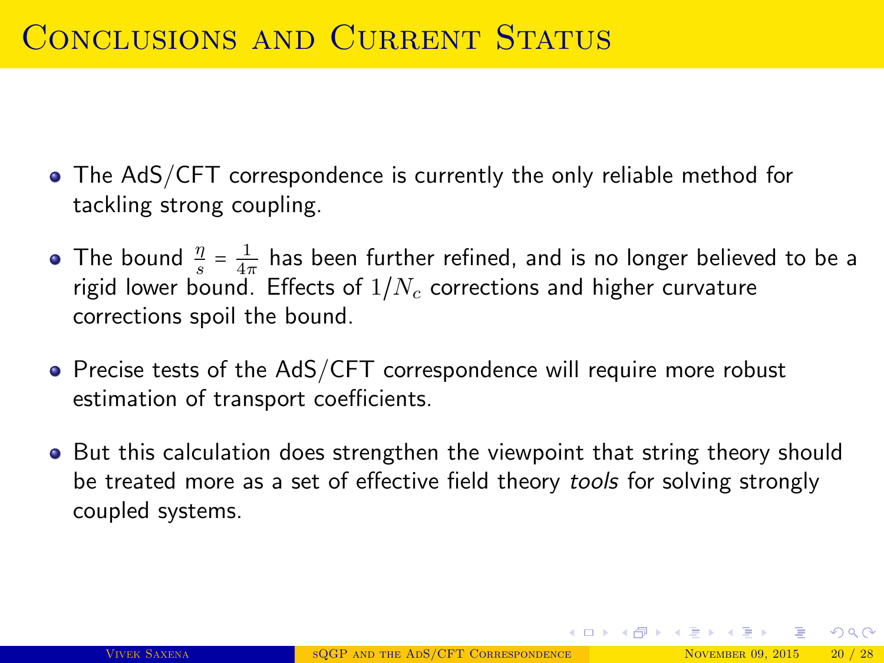# Conclusions and Current Status

- The AdS/CFT correspondence is currently the only reliable method for tackling strong coupling.
- The bound $\frac{\eta}{s} = \frac{1}{4\pi}$ has been further refined, and is no longer believed to be a rigid lower bound. Effects of $1/N_c$ corrections and higher curvature corrections spoil the bound.
- Precise tests of the AdS/CFT correspondence will require more robust estimation of transport coefficients.
- But this calculation does strengthen the viewpoint that string theory should be treated more as a set of effective field theory *tools* for solving strongly coupled systems.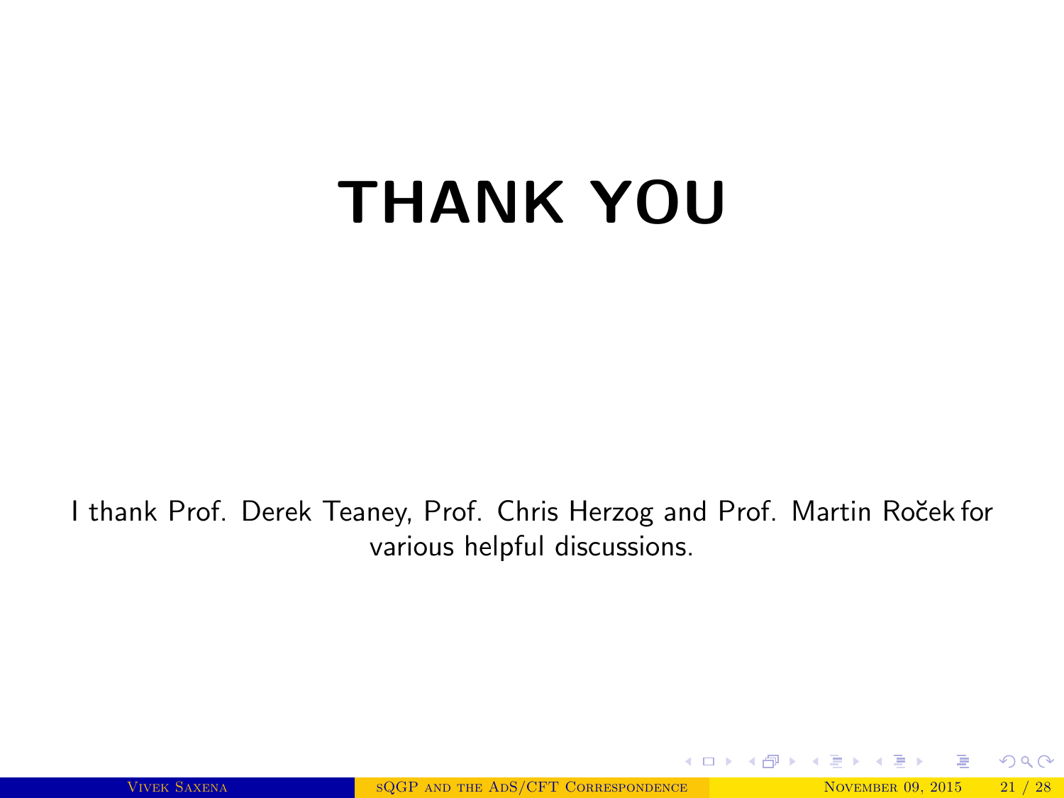# THANK YOU

I thank Prof. Derek Teaney, Prof. Chris Herzog and Prof. Martin Roček for various helpful discussions.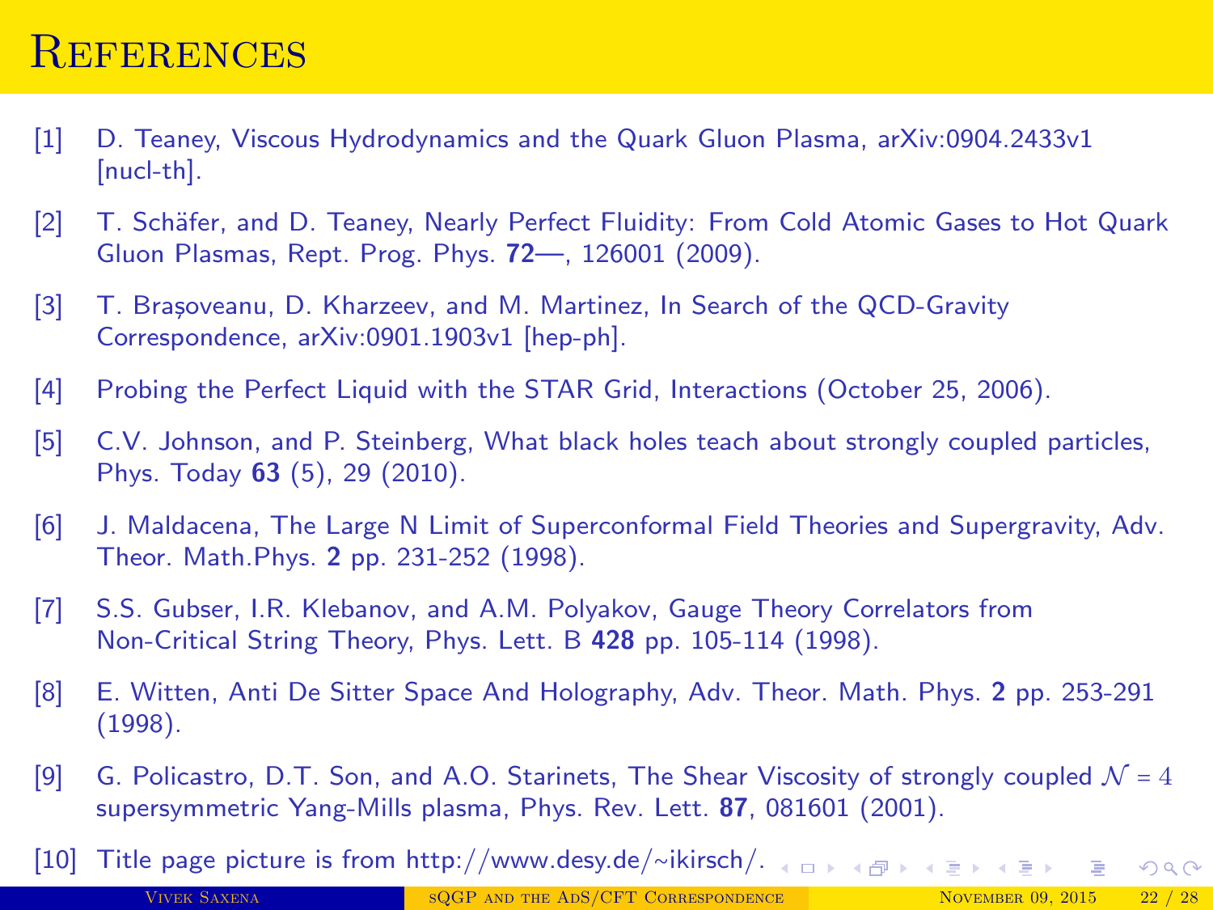# References

[1] D. Teaney, Viscous Hydrodynamics and the Quark Gluon Plasma, arXiv:0904.2433v1 [nucl-th].

[2] T. Schäfer, and D. Teaney, Nearly Perfect Fluidity: From Cold Atomic Gases to Hot Quark Gluon Plasmas, Rept. Prog. Phys. **72**—, 126001 (2009).

[3] T. Brașoveanu, D. Kharzeev, and M. Martinez, In Search of the QCD-Gravity Correspondence, arXiv:0901.1903v1 [hep-ph].

[4] Probing the Perfect Liquid with the STAR Grid, Interactions (October 25, 2006).

[5] C.V. Johnson, and P. Steinberg, What black holes teach about strongly coupled particles, Phys. Today **63** (5), 29 (2010).

[6] J. Maldacena, The Large N Limit of Superconformal Field Theories and Supergravity, Adv. Theor. Math.Phys. **2** pp. 231-252 (1998).

[7] S.S. Gubser, I.R. Klebanov, and A.M. Polyakov, Gauge Theory Correlators from Non-Critical String Theory, Phys. Lett. B **428** pp. 105-114 (1998).

[8] E. Witten, Anti De Sitter Space And Holography, Adv. Theor. Math. Phys. **2** pp. 253-291 (1998).

[9] G. Policastro, D.T. Son, and A.O. Starinets, The Shear Viscosity of strongly coupled $\mathcal{N} = 4$ supersymmetric Yang-Mills plasma, Phys. Rev. Lett. **87**, 081601 (2001).

[10] Title page picture is from http://www.desy.de/~ikirsch/.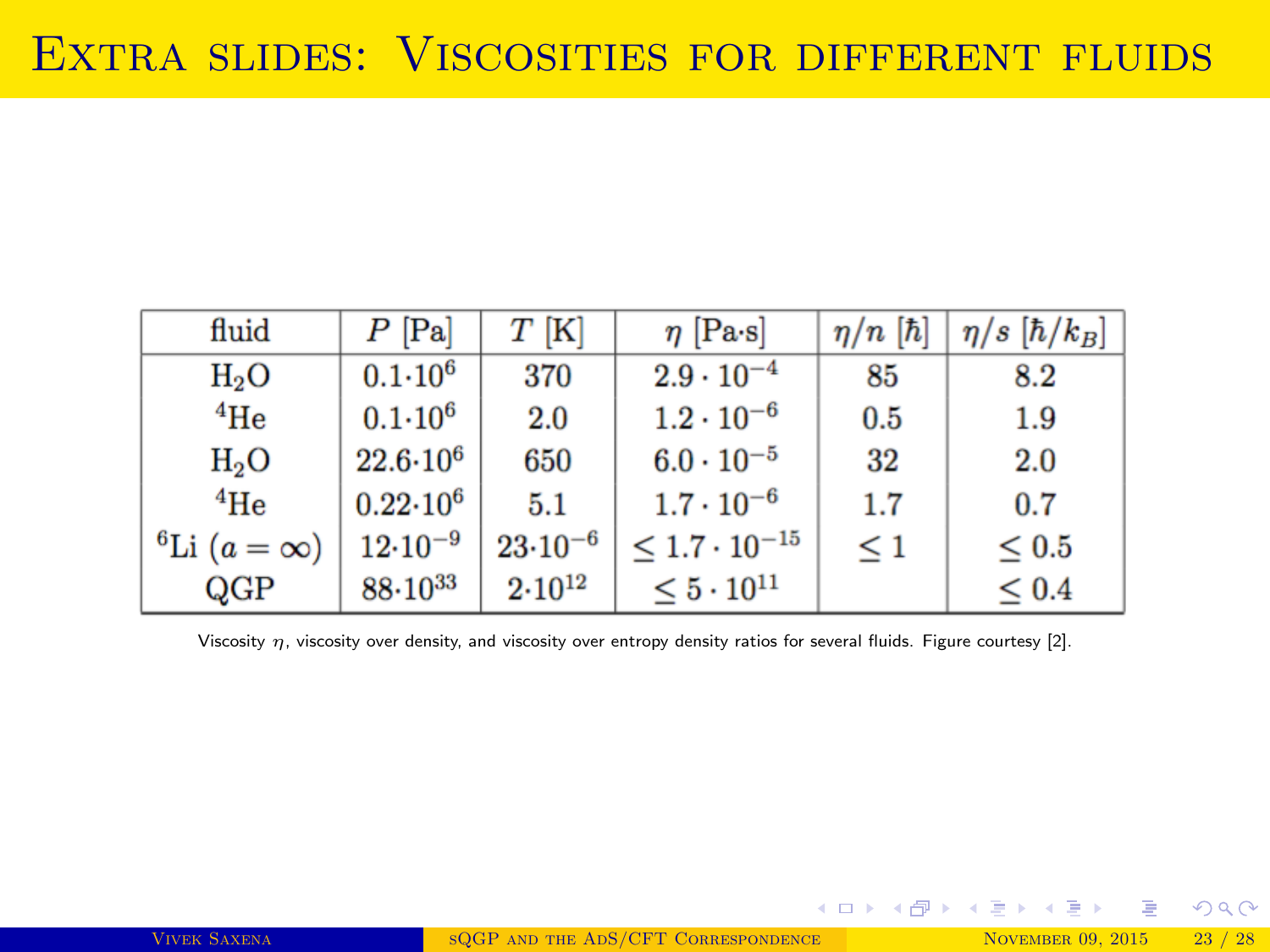# Extra slides: Viscosities for different fluids

| fluid | $P$ [Pa] | $T$ [K] | $\eta$ [Pa·s] | $\eta/n$ [$\hbar$] | $\eta/s$ [$\hbar/k_B$] |
|---|---|---|---|---|---|
| $H_2O$ | $0.1 \cdot 10^6$ | 370 | $2.9 \cdot 10^{-4}$ | 85 | 8.2 |
| $^4$He | $0.1 \cdot 10^6$ | 2.0 | $1.2 \cdot 10^{-6}$ | 0.5 | 1.9 |
| $H_2O$ | $22.6 \cdot 10^6$ | 650 | $6.0 \cdot 10^{-5}$ | 32 | 2.0 |
| $^4$He | $0.22 \cdot 10^6$ | 5.1 | $1.7 \cdot 10^{-6}$ | 1.7 | 0.7 |
| $^6$Li ($a = \infty$) | $12 \cdot 10^{-9}$ | $23 \cdot 10^{-6}$ | $\leq 1.7 \cdot 10^{-15}$ | $\leq 1$ | $\leq 0.5$ |
| QGP | $88 \cdot 10^{33}$ | $2 \cdot 10^{12}$ | $\leq 5 \cdot 10^{11}$ | | $\leq 0.4$ |

Viscosity $\eta$, viscosity over density, and viscosity over entropy density ratios for several fluids. Figure courtesy [2].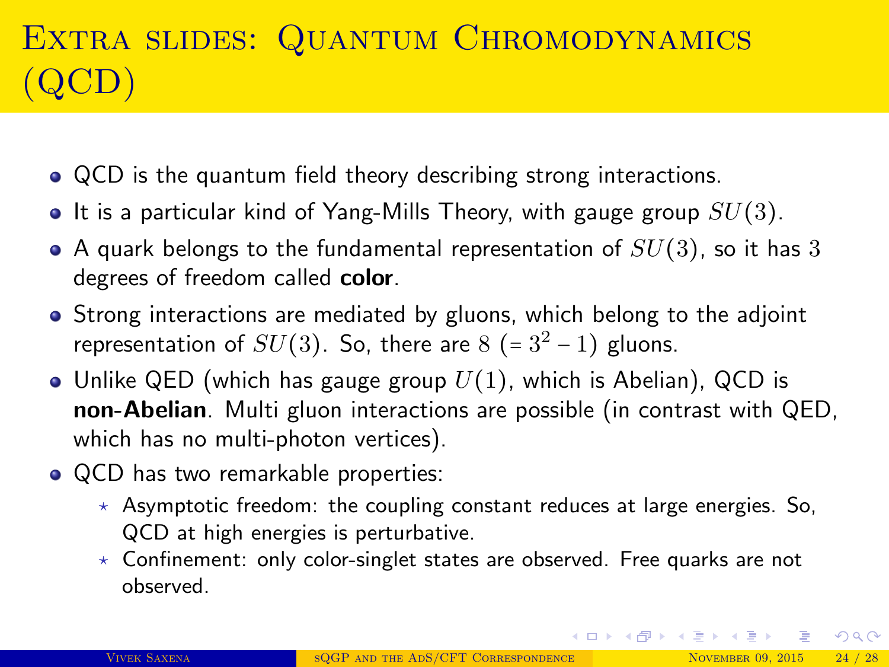# Extra slides: Quantum Chromodynamics (QCD)

- QCD is the quantum field theory describing strong interactions.
- It is a particular kind of Yang-Mills Theory, with gauge group $SU(3)$.
- A quark belongs to the fundamental representation of $SU(3)$, so it has $3$ degrees of freedom called **color**.
- Strong interactions are mediated by gluons, which belong to the adjoint representation of $SU(3)$. So, there are $8$ $(= 3^2 - 1)$ gluons.
- Unlike QED (which has gauge group $U(1)$, which is Abelian), QCD is **non-Abelian**. Multi gluon interactions are possible (in contrast with QED, which has no multi-photon vertices).
- QCD has two remarkable properties:
  - Asymptotic freedom: the coupling constant reduces at large energies. So, QCD at high energies is perturbative.
  - Confinement: only color-singlet states are observed. Free quarks are not observed.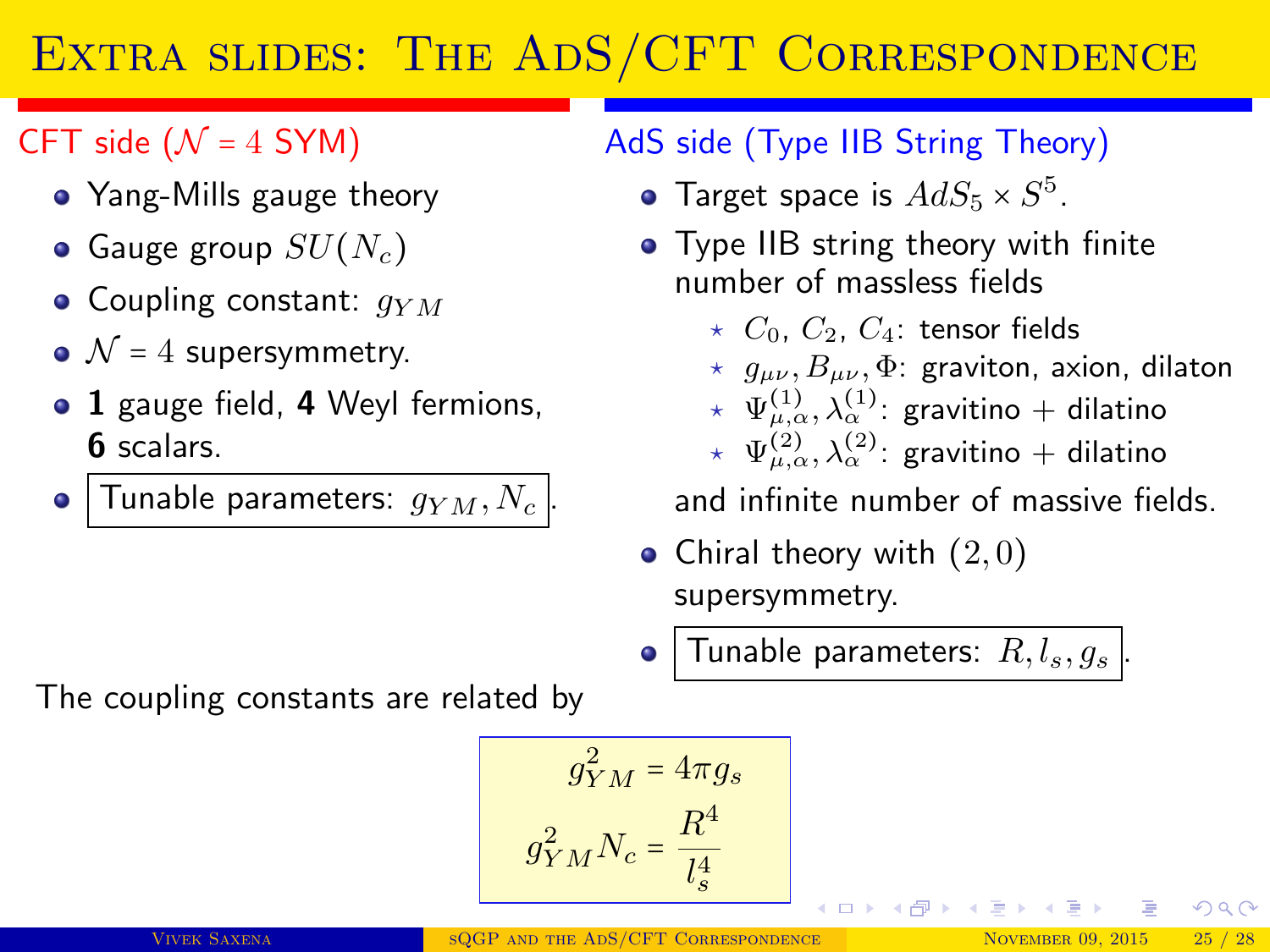# Extra slides: The AdS/CFT Correspondence

## CFT side ($\mathcal{N} = 4$ SYM)

- Yang-Mills gauge theory
- Gauge group $SU(N_c)$
- Coupling constant: $g_{YM}$
- $\mathcal{N} = 4$ supersymmetry.
- **1** gauge field, **4** Weyl fermions, **6** scalars.
- Tunable parameters: $g_{YM}, N_c$.

## AdS side (Type IIB String Theory)

- Target space is $AdS_5 \times S^5$.
- Type IIB string theory with finite number of massless fields
  - ⋆ $C_0$, $C_2$, $C_4$: tensor fields
  - ⋆ $g_{\mu\nu}, B_{\mu\nu}, \Phi$: graviton, axion, dilaton
  - ⋆ $\Psi^{(1)}_{\mu,\alpha}, \lambda^{(1)}_{\alpha}$: gravitino + dilatino
  - ⋆ $\Psi^{(2)}_{\mu,\alpha}, \lambda^{(2)}_{\alpha}$: gravitino + dilatino

  and infinite number of massive fields.
- Chiral theory with $(2, 0)$ supersymmetry.
- Tunable parameters: $R, l_s, g_s$.

The coupling constants are related by

$$g^2_{YM} = 4\pi g_s$$

$$g^2_{YM} N_c = \frac{R^4}{l_s^4}$$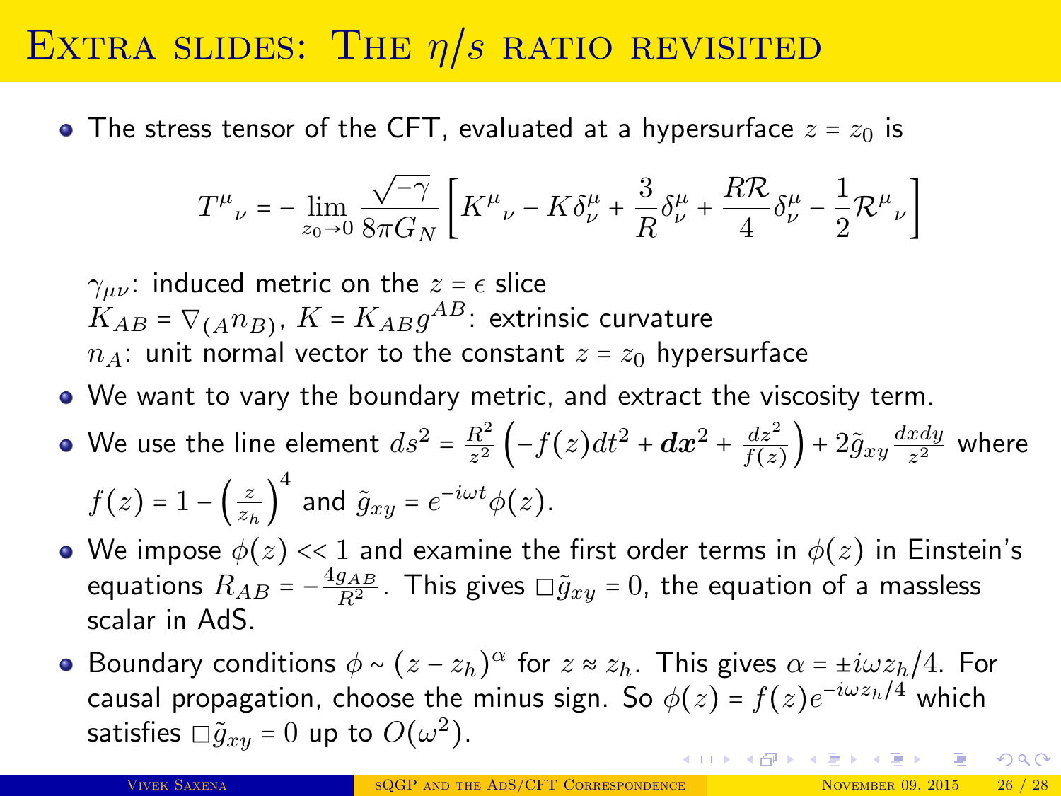# Extra slides: The $\eta/s$ ratio revisited

- The stress tensor of the CFT, evaluated at a hypersurface $z = z_0$ is

$$T^{\mu}{}_{\nu} = -\lim_{z_0 \to 0} \frac{\sqrt{-\gamma}}{8\pi G_N} \left[ K^{\mu}{}_{\nu} - K\delta^{\mu}_{\nu} + \frac{3}{R}\delta^{\mu}_{\nu} + \frac{R\mathcal{R}}{4}\delta^{\mu}_{\nu} - \frac{1}{2}\mathcal{R}^{\mu}{}_{\nu} \right]$$

  $\gamma_{\mu\nu}$: induced metric on the $z = \epsilon$ slice
  $K_{AB} = \nabla_{(A} n_{B)}$, $K = K_{AB} g^{AB}$: extrinsic curvature
  $n_A$: unit normal vector to the constant $z = z_0$ hypersurface

- We want to vary the boundary metric, and extract the viscosity term.
- We use the line element $ds^2 = \frac{R^2}{z^2}\left(-f(z)dt^2 + d\boldsymbol{x}^2 + \frac{dz^2}{f(z)}\right) + 2\tilde{g}_{xy}\frac{dxdy}{z^2}$ where $f(z) = 1 - \left(\frac{z}{z_h}\right)^4$ and $\tilde{g}_{xy} = e^{-i\omega t}\phi(z)$.
- We impose $\phi(z) << 1$ and examine the first order terms in $\phi(z)$ in Einstein's equations $R_{AB} = -\frac{4g_{AB}}{R^2}$. This gives $\Box\tilde{g}_{xy} = 0$, the equation of a massless scalar in AdS.
- Boundary conditions $\phi \sim (z - z_h)^{\alpha}$ for $z \approx z_h$. This gives $\alpha = \pm i\omega z_h/4$. For causal propagation, choose the minus sign. So $\phi(z) = f(z)e^{-i\omega z_h/4}$ which satisfies $\Box\tilde{g}_{xy} = 0$ up to $O(\omega^2)$.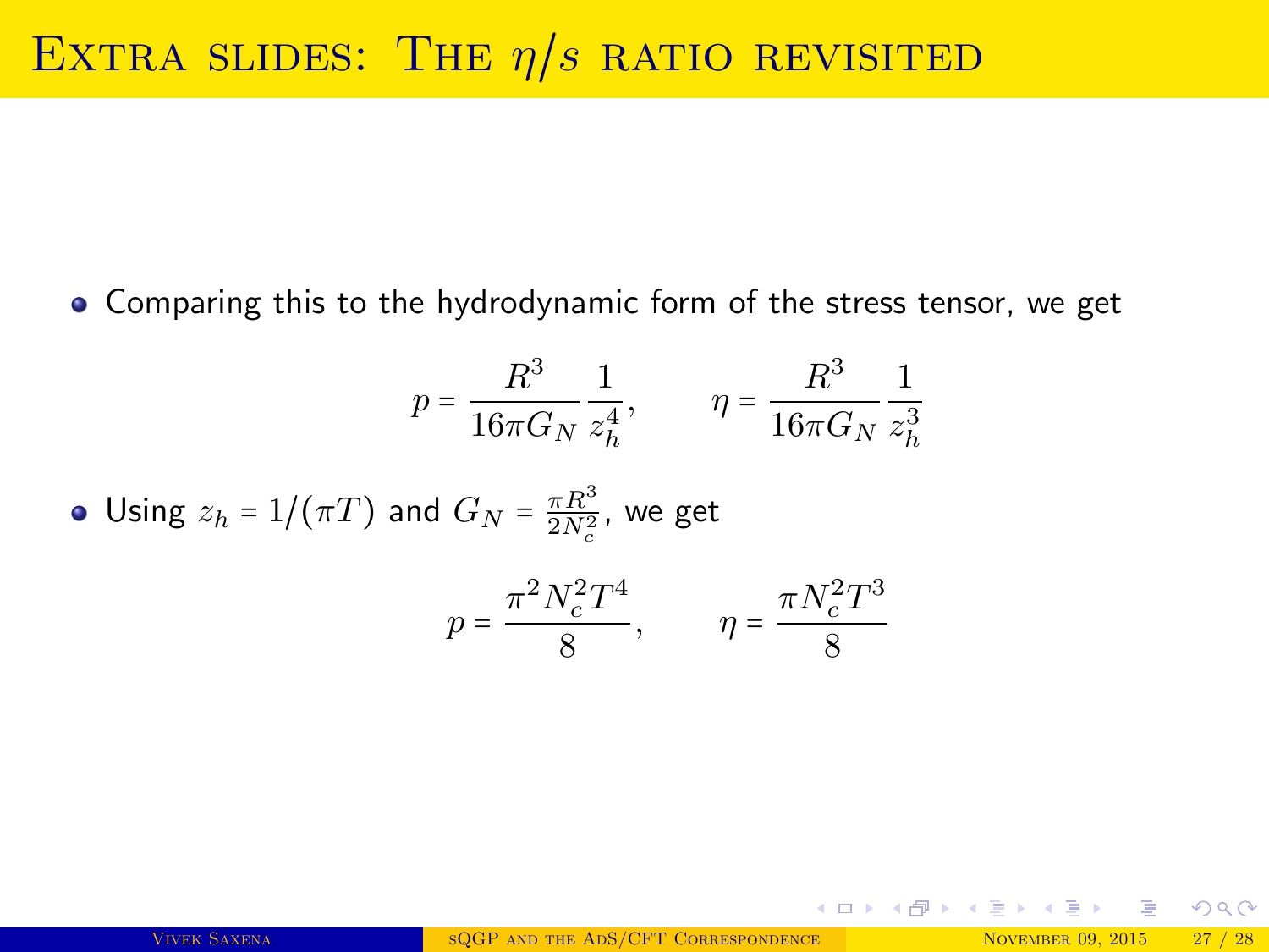# Extra slides: The $\eta/s$ ratio revisited

- Comparing this to the hydrodynamic form of the stress tensor, we get

$$p = \frac{R^3}{16\pi G_N}\frac{1}{z_h^4}, \qquad \eta = \frac{R^3}{16\pi G_N}\frac{1}{z_h^3}$$

- Using $z_h = 1/(\pi T)$ and $G_N = \frac{\pi R^3}{2N_c^2}$, we get

$$p = \frac{\pi^2 N_c^2 T^4}{8}, \qquad \eta = \frac{\pi N_c^2 T^3}{8}$$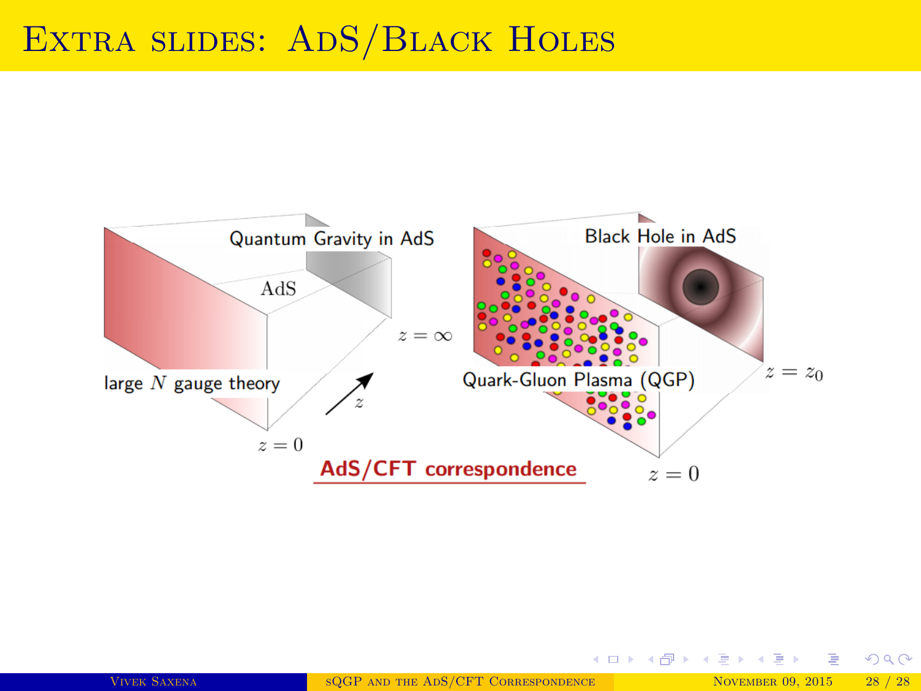# Extra slides: AdS/Black Holes

Quantum Gravity in AdS

AdS

large $N$ gauge theory

$z = \infty$

$z$

$z = 0$

Black Hole in AdS

Quark-Gluon Plasma (QGP)

$z = z_0$

$z = 0$

AdS/CFT correspondence